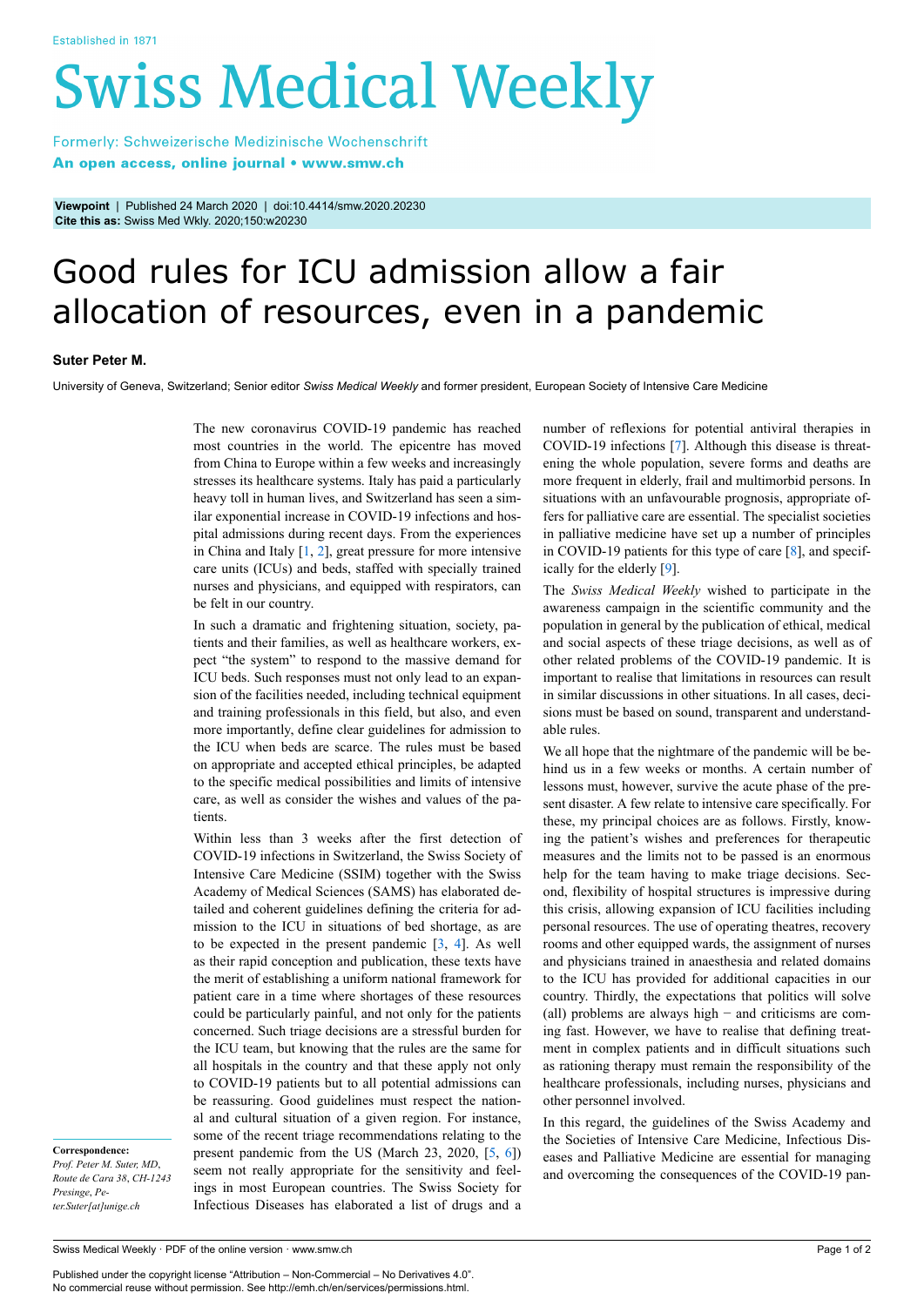Established in 1871

# Swiss Medical Weekly

Formerly: Schweizerische Medizinische Wochenschrift
**An open access, online journal • www.smw.ch**

**Viewpoint** | Published 24 March 2020 | doi:10.4414/smw.2020.20230
**Cite this as:** Swiss Med Wkly. 2020;150:w20230

# Good rules for ICU admission allow a fair allocation of resources, even in a pandemic

**Suter Peter M.**

University of Geneva, Switzerland; Senior editor *Swiss Medical Weekly* and former president, European Society of Intensive Care Medicine

The new coronavirus COVID-19 pandemic has reached most countries in the world. The epicentre has moved from China to Europe within a few weeks and increasingly stresses its healthcare systems. Italy has paid a particularly heavy toll in human lives, and Switzerland has seen a similar exponential increase in COVID-19 infections and hospital admissions during recent days. From the experiences in China and Italy [1, 2], great pressure for more intensive care units (ICUs) and beds, staffed with specially trained nurses and physicians, and equipped with respirators, can be felt in our country.

In such a dramatic and frightening situation, society, patients and their families, as well as healthcare workers, expect "the system" to respond to the massive demand for ICU beds. Such responses must not only lead to an expansion of the facilities needed, including technical equipment and training professionals in this field, but also, and even more importantly, define clear guidelines for admission to the ICU when beds are scarce. The rules must be based on appropriate and accepted ethical principles, be adapted to the specific medical possibilities and limits of intensive care, as well as consider the wishes and values of the patients.

Within less than 3 weeks after the first detection of COVID-19 infections in Switzerland, the Swiss Society of Intensive Care Medicine (SSIM) together with the Swiss Academy of Medical Sciences (SAMS) has elaborated detailed and coherent guidelines defining the criteria for admission to the ICU in situations of bed shortage, as are to be expected in the present pandemic [3, 4]. As well as their rapid conception and publication, these texts have the merit of establishing a uniform national framework for patient care in a time where shortages of these resources could be particularly painful, and not only for the patients concerned. Such triage decisions are a stressful burden for the ICU team, but knowing that the rules are the same for all hospitals in the country and that these apply not only to COVID-19 patients but to all potential admissions can be reassuring. Good guidelines must respect the national and cultural situation of a given region. For instance, some of the recent triage recommendations relating to the present pandemic from the US (March 23, 2020, [5, 6]) seem not really appropriate for the sensitivity and feelings in most European countries. The Swiss Society for Infectious Diseases has elaborated a list of drugs and a number of reflexions for potential antiviral therapies in COVID-19 infections [7]. Although this disease is threatening the whole population, severe forms and deaths are more frequent in elderly, frail and multimorbid persons. In situations with an unfavourable prognosis, appropriate offers for palliative care are essential. The specialist societies in palliative medicine have set up a number of principles in COVID-19 patients for this type of care [8], and specifically for the elderly [9].

The *Swiss Medical Weekly* wished to participate in the awareness campaign in the scientific community and the population in general by the publication of ethical, medical and social aspects of these triage decisions, as well as of other related problems of the COVID-19 pandemic. It is important to realise that limitations in resources can result in similar discussions in other situations. In all cases, decisions must be based on sound, transparent and understandable rules.

We all hope that the nightmare of the pandemic will be behind us in a few weeks or months. A certain number of lessons must, however, survive the acute phase of the present disaster. A few relate to intensive care specifically. For these, my principal choices are as follows. Firstly, knowing the patient's wishes and preferences for therapeutic measures and the limits not to be passed is an enormous help for the team having to make triage decisions. Second, flexibility of hospital structures is impressive during this crisis, allowing expansion of ICU facilities including personal resources. The use of operating theatres, recovery rooms and other equipped wards, the assignment of nurses and physicians trained in anaesthesia and related domains to the ICU has provided for additional capacities in our country. Thirdly, the expectations that politics will solve (all) problems are always high − and criticisms are coming fast. However, we have to realise that defining treatment in complex patients and in difficult situations such as rationing therapy must remain the responsibility of the healthcare professionals, including nurses, physicians and other personnel involved.

In this regard, the guidelines of the Swiss Academy and the Societies of Intensive Care Medicine, Infectious Diseases and Palliative Medicine are essential for managing and overcoming the consequences of the COVID-19 pan-

**Correspondence:**
*Prof. Peter M. Suter, MD, Route de Cara 38, CH-1243 Presinge, Peter.Suter[at]unige.ch*

Published under the copyright license "Attribution – Non-Commercial – No Derivatives 4.0".
No commercial reuse without permission. See http://emh.ch/en/services/permissions.html.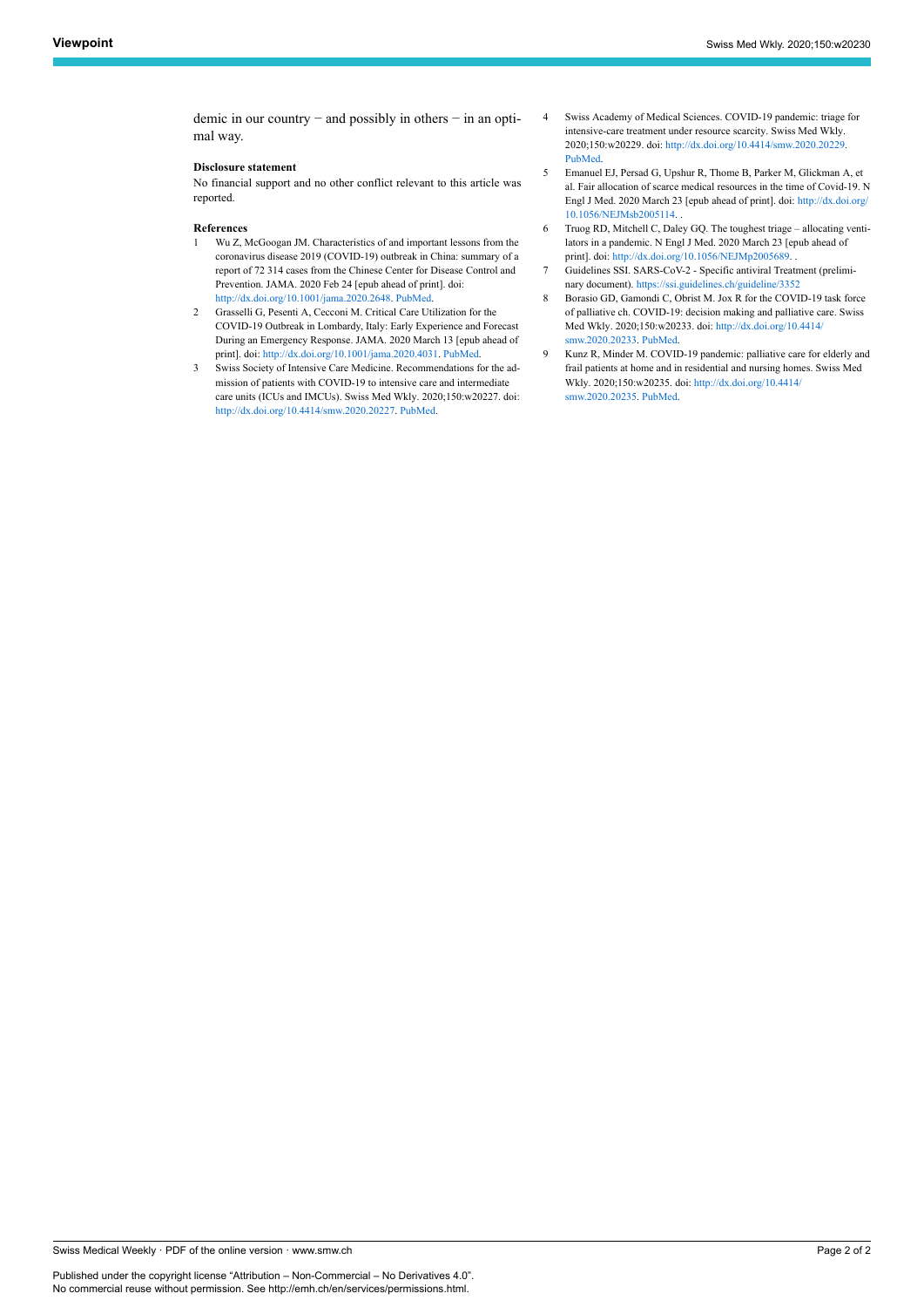demic in our country − and possibly in others − in an optimal way.

### Disclosure statement

No financial support and no other conflict relevant to this article was reported.

### References

1. Wu Z, McGoogan JM. Characteristics of and important lessons from the coronavirus disease 2019 (COVID-19) outbreak in China: summary of a report of 72 314 cases from the Chinese Center for Disease Control and Prevention. JAMA. 2020 Feb 24 [epub ahead of print]. doi: http://dx.doi.org/10.1001/jama.2020.2648. PubMed.
2. Grasselli G, Pesenti A, Cecconi M. Critical Care Utilization for the COVID-19 Outbreak in Lombardy, Italy: Early Experience and Forecast During an Emergency Response. JAMA. 2020 March 13 [epub ahead of print]. doi: http://dx.doi.org/10.1001/jama.2020.4031. PubMed.
3. Swiss Society of Intensive Care Medicine. Recommendations for the admission of patients with COVID-19 to intensive care and intermediate care units (ICUs and IMCUs). Swiss Med Wkly. 2020;150:w20227. doi: http://dx.doi.org/10.4414/smw.2020.20227. PubMed.
4. Swiss Academy of Medical Sciences. COVID-19 pandemic: triage for intensive-care treatment under resource scarcity. Swiss Med Wkly. 2020;150:w20229. doi: http://dx.doi.org/10.4414/smw.2020.20229. PubMed.
5. Emanuel EJ, Persad G, Upshur R, Thome B, Parker M, Glickman A, et al. Fair allocation of scarce medical resources in the time of Covid-19. N Engl J Med. 2020 March 23 [epub ahead of print]. doi: http://dx.doi.org/10.1056/NEJMsb2005114. .
6. Truog RD, Mitchell C, Daley GQ. The toughest triage – allocating ventilators in a pandemic. N Engl J Med. 2020 March 23 [epub ahead of print]. doi: http://dx.doi.org/10.1056/NEJMp2005689. .
7. Guidelines SSI. SARS-CoV-2 - Specific antiviral Treatment (preliminary document). https://ssi.guidelines.ch/guideline/3352
8. Borasio GD, Gamondi C, Obrist M. Jox R for the COVID-19 task force of palliative ch. COVID-19: decision making and palliative care. Swiss Med Wkly. 2020;150:w20233. doi: http://dx.doi.org/10.4414/smw.2020.20233. PubMed.
9. Kunz R, Minder M. COVID-19 pandemic: palliative care for elderly and frail patients at home and in residential and nursing homes. Swiss Med Wkly. 2020;150:w20235. doi: http://dx.doi.org/10.4414/smw.2020.20235. PubMed.

Published under the copyright license "Attribution – Non-Commercial – No Derivatives 4.0".
No commercial reuse without permission. See http://emh.ch/en/services/permissions.html.